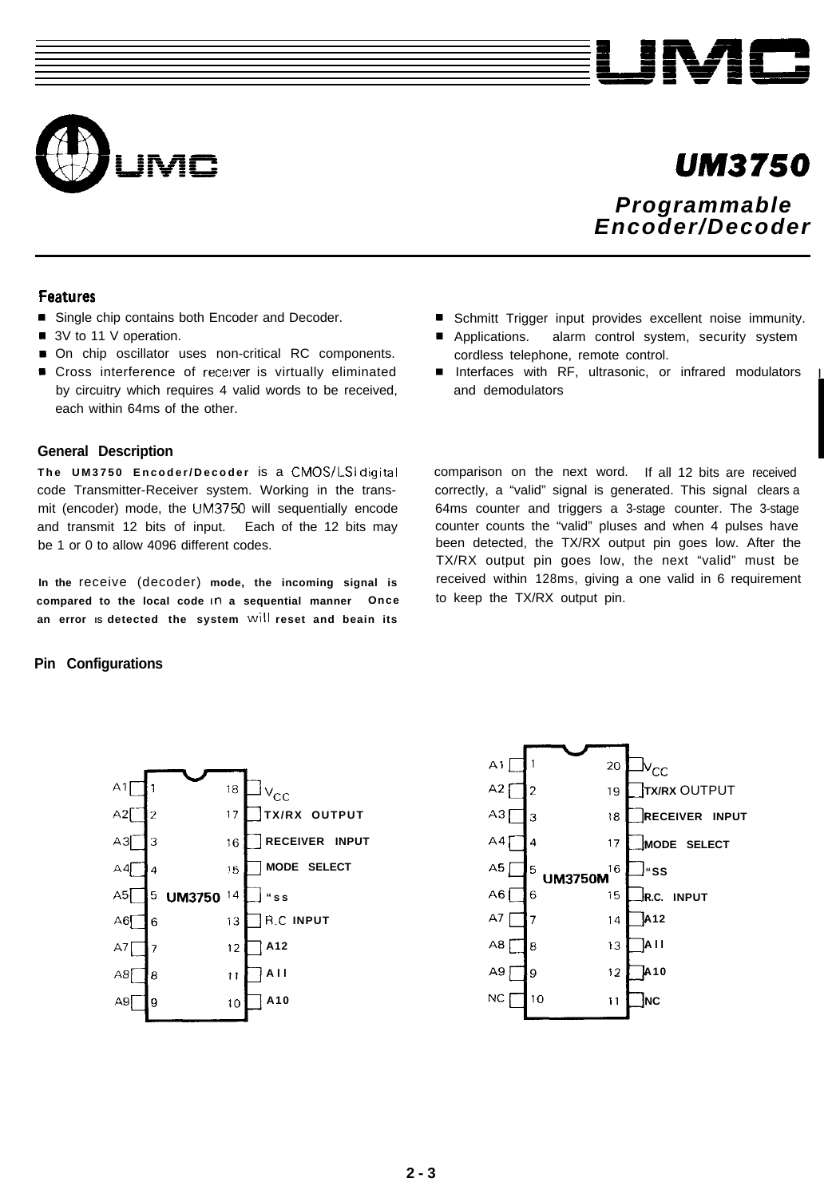# UM3750

## Programmable Encoder/Decoder

### Features

- Single chip contains both Encoder and Decoder.
- 3V to 11 V operation.
- On chip oscillator uses non-critical RC components.
- Cross interference of receiver is virtually eliminated by circuitry which requires 4 valid words to be received, each within 64ms of the other.
- Schmitt Trigger input provides excellent noise immunity.
- Applications. alarm control system, security system cordless telephone, remote control.
- Interfaces with RF, ultrasonic, or infrared modulators and demodulators

### General Description

**The UM3750 Encoder/Decoder** is a CMOS/LSI digital code Transmitter-Receiver system. Working in the transmit (encoder) mode, the UM3750 will sequentially encode and transmit 12 bits of input. Each of the 12 bits may be 1 or 0 to allow 4096 different codes.

**In the** receive (decoder) **mode, the incoming signal is compared to the local code in a sequential manner Once an error is detected the system will reset and beain its** comparison on the next word. If all 12 bits are received correctly, a "valid" signal is generated. This signal clears a 64ms counter and triggers a 3-stage counter. The 3-stage counter counts the "valid" pluses and when 4 pulses have been detected, the TX/RX output pin goes low. After the TX/RX output pin goes low, the next "valid" must be received within 128ms, giving a one valid in 6 requirement to keep the TX/RX output pin.

### Pin Configurations

**UM3750**

| Pin | Name | Pin | Name |
|---|---|---|---|
| 1 | A1 | 18 | $V_{CC}$ |
| 2 | A2 | 17 | TX/RX OUTPUT |
| 3 | A3 | 16 | RECEIVER INPUT |
| 4 | A4 | 15 | MODE SELECT |
| 5 | A5 | 14 | "ss |
| 6 | A6 | 13 | R.C INPUT |
| 7 | A7 | 12 | A12 |
| 8 | A8 | 11 | A11 |
| 9 | A9 | 10 | A10 |

**UM3750M**

| Pin | Name | Pin | Name |
|---|---|---|---|
| 1 | A1 | 20 | $V_{CC}$ |
| 2 | A2 | 19 | TX/RX OUTPUT |
| 3 | A3 | 18 | RECEIVER INPUT |
| 4 | A4 | 17 | MODE SELECT |
| 5 | A5 | 16 | "SS |
| 6 | A6 | 15 | R.C. INPUT |
| 7 | A7 | 14 | A12 |
| 8 | A8 | 13 | A11 |
| 9 | A9 | 12 | A10 |
| 10 | NC | 11 | NC |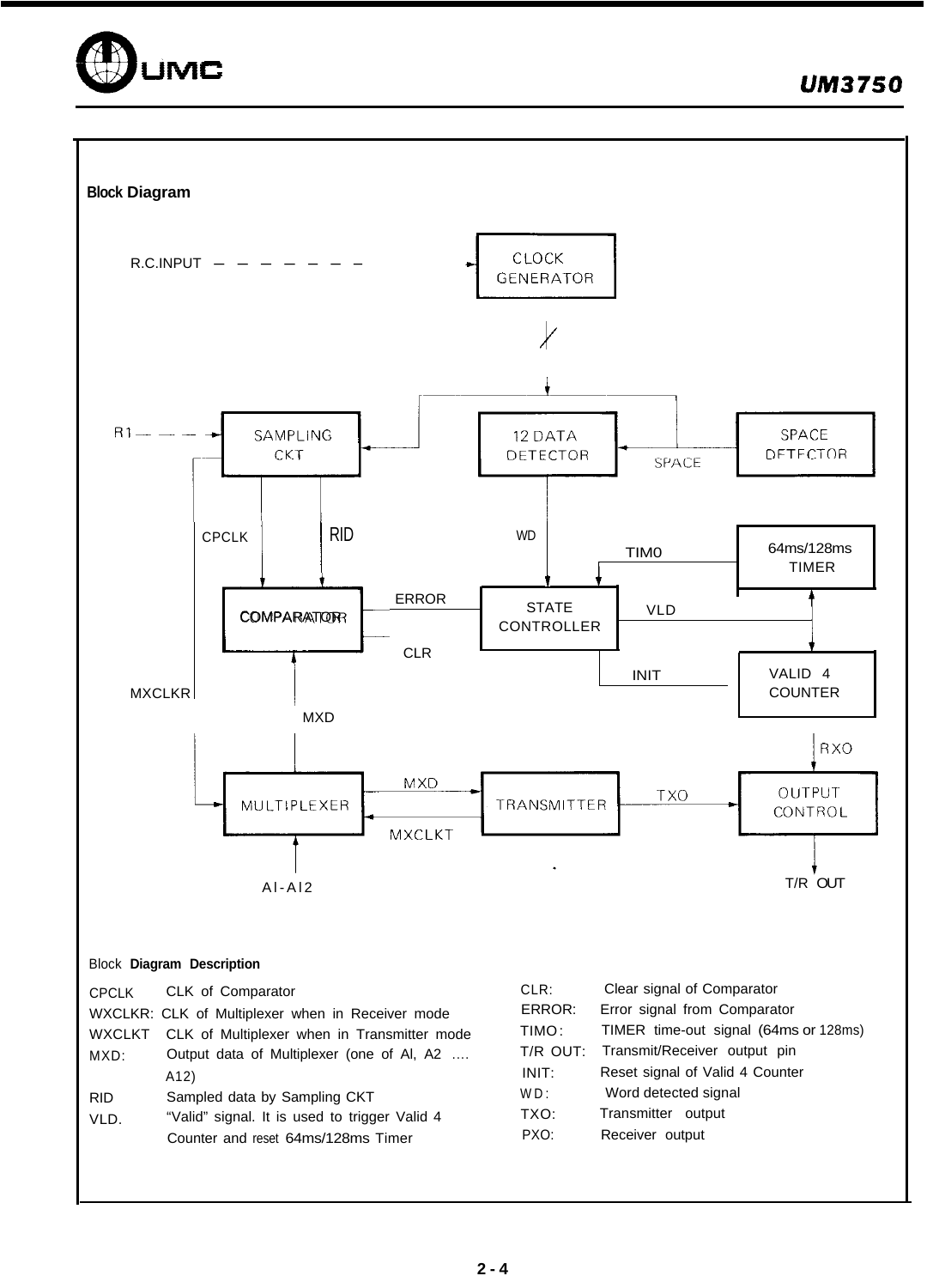## Block Diagram

R.C.INPUT — — — — — — — → CLOCK GENERATOR

SAMPLING CKT, 12 DATA DETECTOR, SPACE DETECTOR, COMPARATOR, STATE CONTROLLER, 64ms/128ms TIMER, VALID 4 COUNTER, MULTIPLEXER, TRANSMITTER, OUTPUT CONTROL

Signals: R1, CPCLK, RID, WD, SPACE, TIM0, ERROR, CLR, VLD, INIT, MXCLKR, MXD, MXCLKT, TXO, RXO, AI-AI2, T/R OUT

### Block Diagram Description

| Signal | Description |
|---|---|
| CPCLK | CLK of Comparator |
| WXCLKR: | CLK of Multiplexer when in Receiver mode |
| WXCLKT | CLK of Multiplexer when in Transmitter mode |
| MXD: | Output data of Multiplexer (one of Al, A2 .... A12) |
| RID | Sampled data by Sampling CKT |
| VLD. | "Valid" signal. It is used to trigger Valid 4 Counter and reset 64ms/128ms Timer |
| CLR: | Clear signal of Comparator |
| ERROR: | Error signal from Comparator |
| TIMO: | TIMER time-out signal (64ms or 128ms) |
| T/R OUT: | Transmit/Receiver output pin |
| INIT: | Reset signal of Valid 4 Counter |
| WD: | Word detected signal |
| TXO: | Transmitter output |
| PXO: | Receiver output |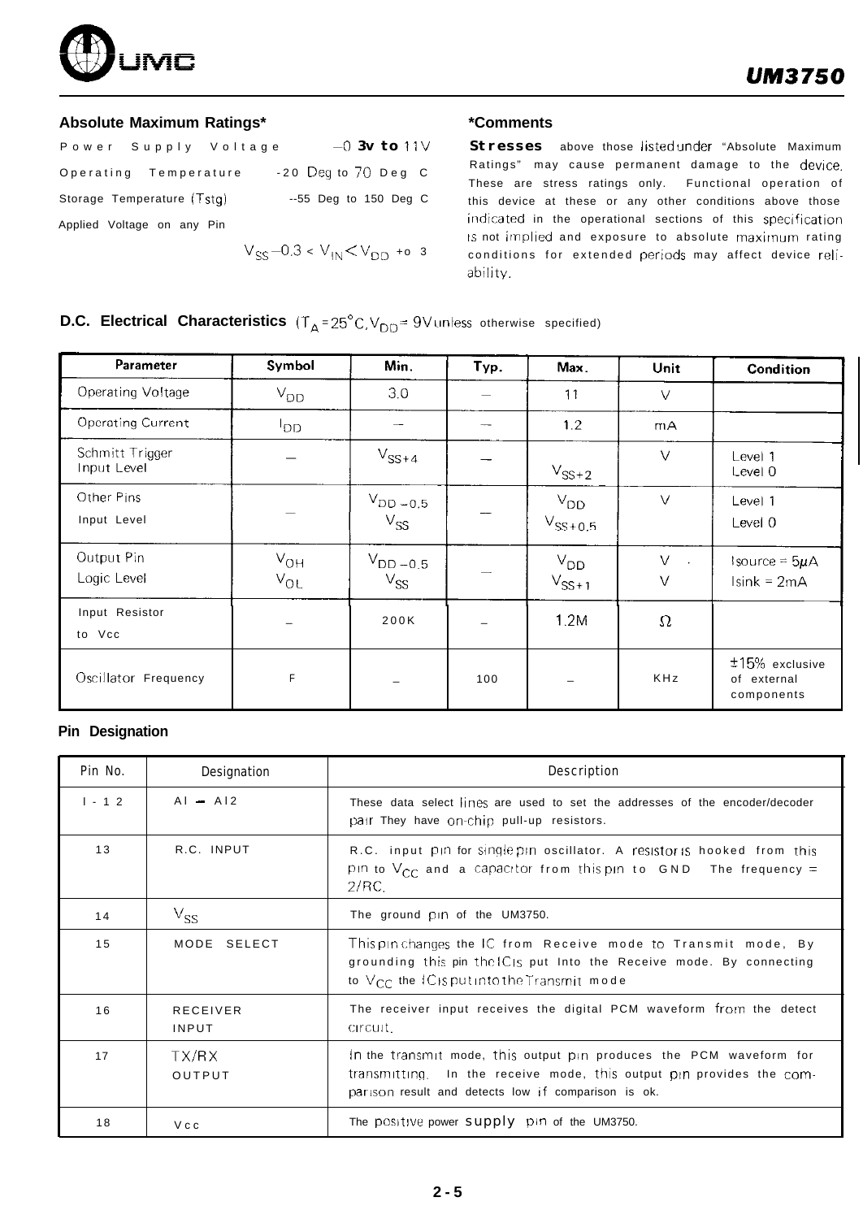### Absolute Maximum Ratings*

Power Supply Voltage $-0.3$v to 11V

Operating Temperature -20 Deg to 70 Deg C

Storage Temperature (Tstg) --55 Deg to 150 Deg C

Applied Voltage on any Pin

$V_{SS}-0.3 < V_{IN} < V_{DD} + 0.3$

### *Comments

**Stresses** above those listed under "Absolute Maximum Ratings" may cause permanent damage to the device. These are stress ratings only. Functional operation of this device at these or any other conditions above those indicated in the operational sections of this specification is not implied and exposure to absolute maximum rating conditions for extended periods may affect device reliability.

### D.C. Electrical Characteristics ($T_A = 25°C, V_{DD} = 9V$ unless otherwise specified)

| Parameter | Symbol | Min. | Typ. | Max. | Unit | Condition |
|---|---|---|---|---|---|---|
| Operating Voltage | $V_{DD}$ | 3.0 | — | 11 | V | |
| Operating Current | $I_{DD}$ | — | — | 1.2 | mA | |
| Schmitt Trigger Input Level | — | $V_{SS}+4$ | — | $V_{SS}+2$ | V | Level 1<br>Level 0 |
| Other Pins Input Level | — | $V_{DD}-0.5$<br>$V_{SS}$ | — | $V_{DD}$<br>$V_{SS}+0.5$ | V | Level 1<br>Level 0 |
| Output Pin Logic Level | $V_{OH}$<br>$V_{OL}$ | $V_{DD}-0.5$<br>$V_{SS}$ | — | $V_{DD}$<br>$V_{SS}+1$ | V<br>V | Isource = 5μA<br>Isink = 2mA |
| Input Resistor to Vcc | — | 200K | — | 1.2M | Ω | |
| Oscillator Frequency | F | — | 100 | — | KHz | ±15% exclusive of external components |

### Pin Designation

| Pin No. | Designation | Description |
|---|---|---|
| 1 - 12 | A1 — A12 | These data select lines are used to set the addresses of the encoder/decoder pair They have on-chip pull-up resistors. |
| 13 | R.C. INPUT | R.C. input pin for single pin oscillator. A resistor is hooked from this pin to $V_{CC}$ and a capacitor from this pin to GND The frequency = 2/RC. |
| 14 | $V_{SS}$ | The ground pin of the UM3750. |
| 15 | MODE SELECT | This pin changes the IC from Receive mode to Transmit mode, By grounding this pin the ICis put Into the Receive mode. By connecting to $V_{CC}$ the ICis put into the Transmit mode |
| 16 | RECEIVER INPUT | The receiver input receives the digital PCM waveform from the detect circuit. |
| 17 | TX/RX OUTPUT | In the transmit mode, this output pin produces the PCM waveform for transmitting. In the receive mode, this output pin provides the comparison result and detects low if comparison is ok. |
| 18 | Vcc | The positive power supply pin of the UM3750. |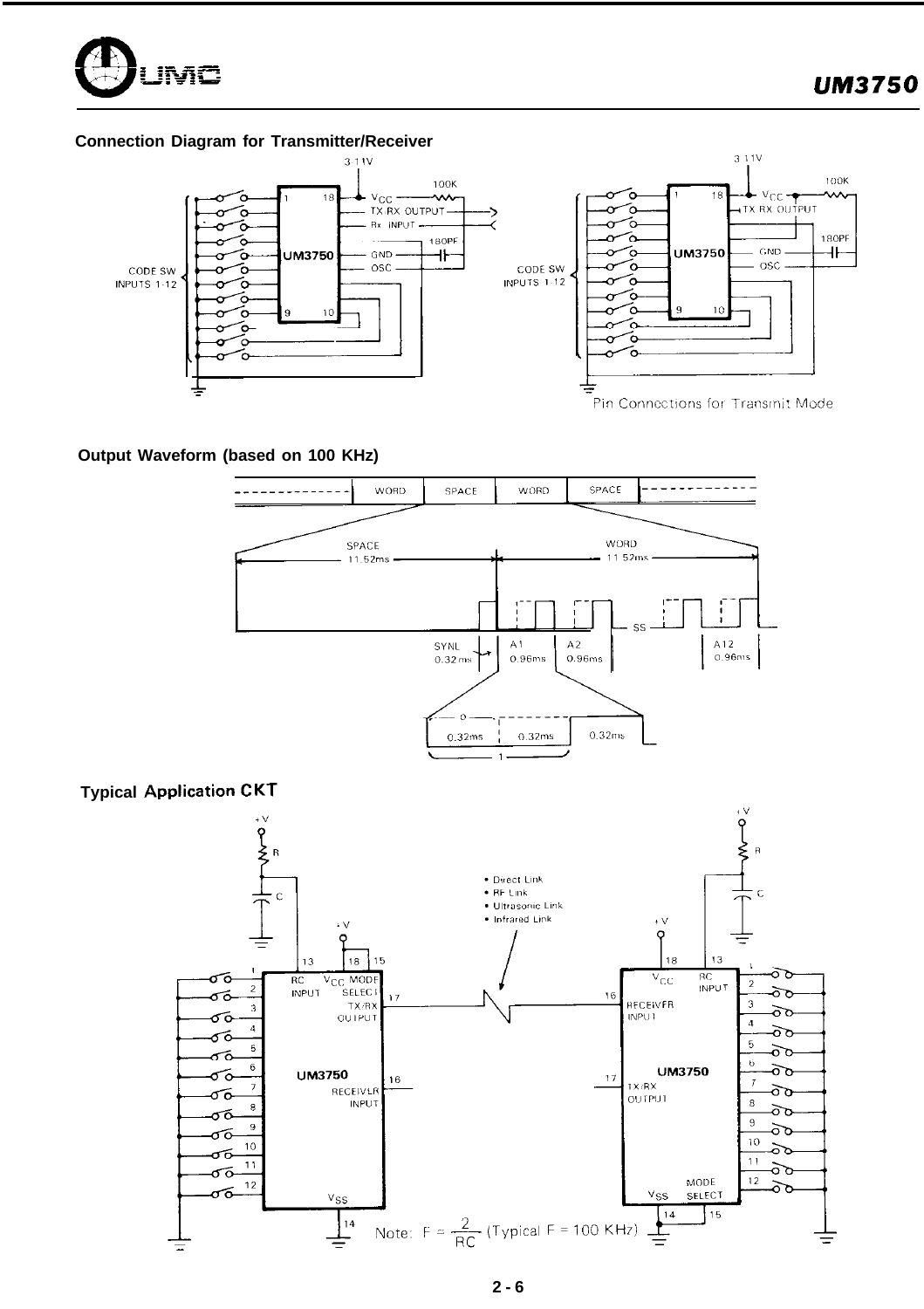## Connection Diagram for Transmitter/Receiver

3-11V

1, 18, 9, 10

$V_{CC}$

TX/RX OUTPUT

Rx INPUT

GND

OSC

100K

180PF

UM3750

CODE SW INPUTS 1-12

3-11V

$V_{CC}$

TX/RX OUTPUT

GND

OSC

100K

180PF

UM3750

CODE SW INPUTS 1-12

Pin Connections for Transmit Mode

## Output Waveform (based on 100 KHz)

WORD | SPACE | WORD | SPACE

SPACE 11.52ms

WORD 11.52ms

SYNC 0.32ms

A1 0.96ms

A2 0.96ms

SS

A12 0.96ms

0

0.32ms | 0.32ms | 0.32ms

1

## Typical Application CKT

+V

R

C

13, 18, 15

RC INPUT

$V_{CC}$

MODE SELECT

TX/RX OUTPUT 17

RECEIVER INPUT 16

UM3750

$V_{SS}$ 14

1–12

- Direct Link
- RF Link
- Ultrasonic Link
- Infrared Link

+V

R

C

18, 13

$V_{CC}$

RC INPUT

16 RECEIVER INPUT

UM3750

17 TX/RX OUTPUT

$V_{SS}$ 14

MODE SELECT 15

1–12

Note: $F = \frac{2}{RC}$ (Typical F = 100 KHz)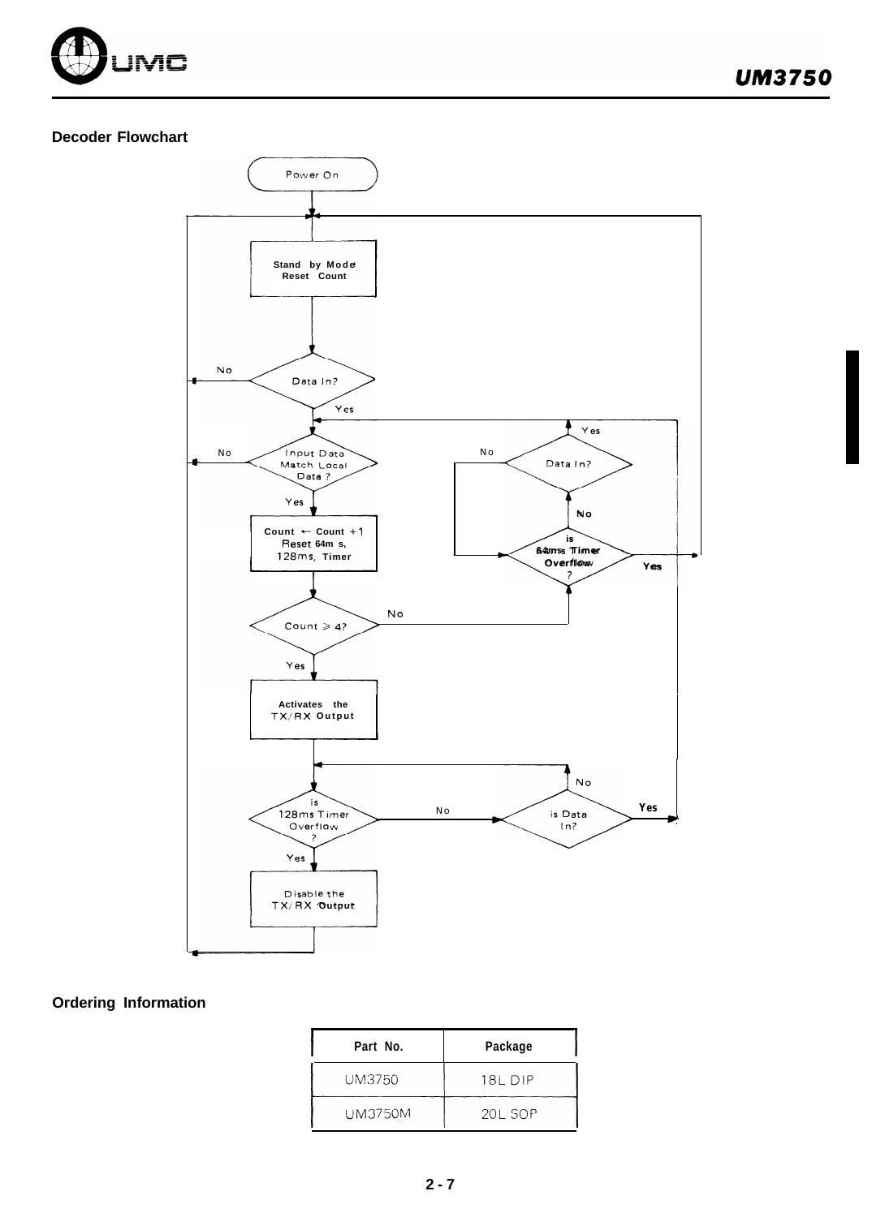## Decoder Flowchart

Power On

Stand by Mode
Reset Count

Data In?

No

Yes

Input Data Match Local Data ?

No

Yes

Count ← Count +1
Reset 64m s, 128ms, Timer

Count ≥ 4?

No

Yes

is 64ms Timer Overflow ?

No

Yes

Data In?

No

Yes

Activates the TX/RX Output

is 128ms Timer Overflow ?

No

Yes

is Data In?

No

Yes

Disable the TX/RX Output

## Ordering Information

| Part No. | Package |
| --- | --- |
| UM3750 | 18L DIP |
| UM3750M | 20L SOP |